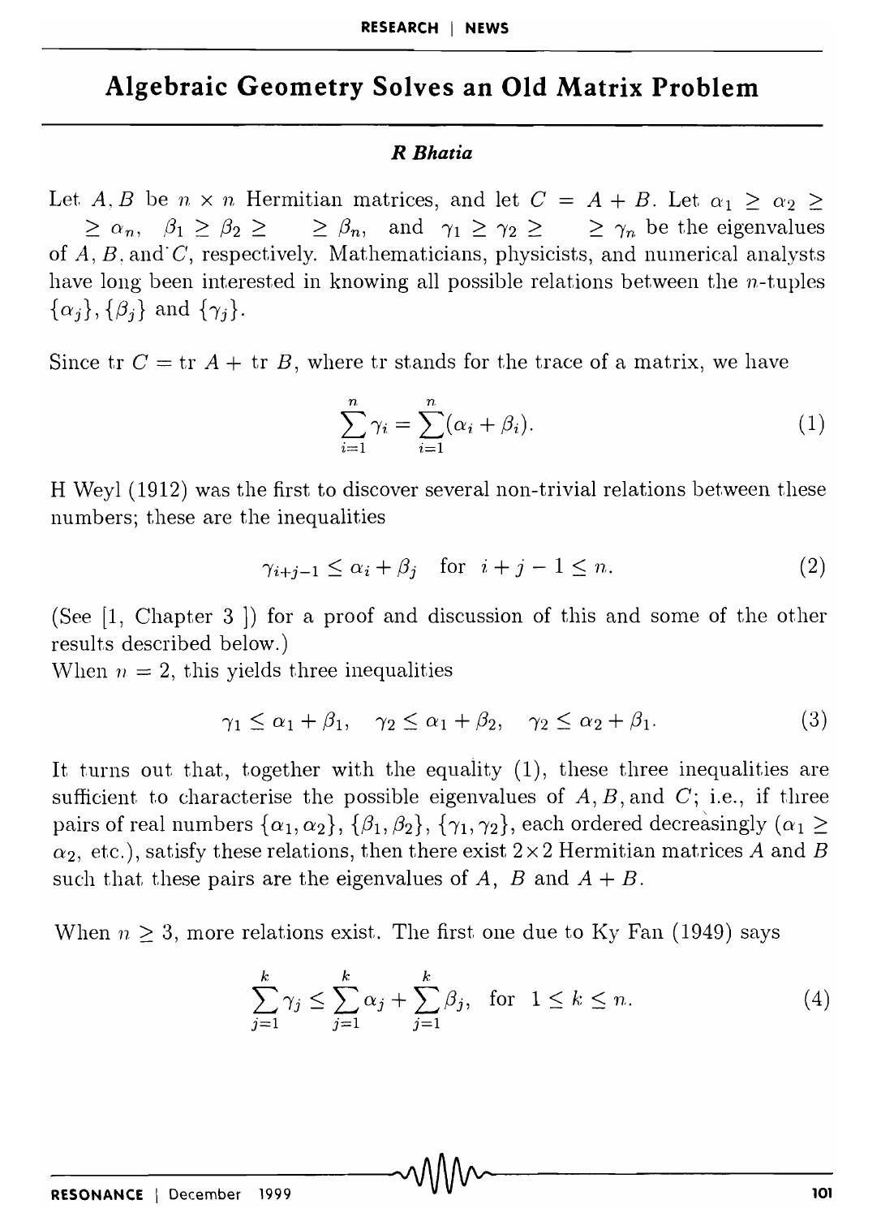# Algebraic Geometry Solves an Old Matrix Problem

***R Bhatia***

Let $A, B$ be $n \times n$ Hermitian matrices, and let $C = A + B$. Let $\alpha_1 \geq \alpha_2 \geq \cdots \geq \alpha_n$, $\beta_1 \geq \beta_2 \geq \cdots \geq \beta_n$, and $\gamma_1 \geq \gamma_2 \geq \cdots \geq \gamma_n$ be the eigenvalues of $A, B$, and $C$, respectively. Mathematicians, physicists, and numerical analysts have long been interested in knowing all possible relations between the $n$-tuples $\{\alpha_j\}, \{\beta_j\}$ and $\{\gamma_j\}$.

Since tr $C =$ tr $A +$ tr $B$, where tr stands for the trace of a matrix, we have

$$\sum_{i=1}^{n} \gamma_i = \sum_{i=1}^{n} (\alpha_i + \beta_i). \tag{1}$$

H Weyl (1912) was the first to discover several non-trivial relations between these numbers; these are the inequalities

$$\gamma_{i+j-1} \leq \alpha_i + \beta_j \quad \text{for} \quad i + j - 1 \leq n. \tag{2}$$

(See [1, Chapter 3 ]) for a proof and discussion of this and some of the other results described below.)
When $n = 2$, this yields three inequalities

$$\gamma_1 \leq \alpha_1 + \beta_1, \quad \gamma_2 \leq \alpha_1 + \beta_2, \quad \gamma_2 \leq \alpha_2 + \beta_1. \tag{3}$$

It turns out that, together with the equality (1), these three inequalities are sufficient to characterise the possible eigenvalues of $A, B$, and $C$; i.e., if three pairs of real numbers $\{\alpha_1, \alpha_2\}, \{\beta_1, \beta_2\}, \{\gamma_1, \gamma_2\}$, each ordered decreasingly ($\alpha_1 \geq \alpha_2$, etc.), satisfy these relations, then there exist $2 \times 2$ Hermitian matrices $A$ and $B$ such that these pairs are the eigenvalues of $A$, $B$ and $A + B$.

When $n \geq 3$, more relations exist. The first one due to Ky Fan (1949) says

$$\sum_{j=1}^{k} \gamma_j \leq \sum_{j=1}^{k} \alpha_j + \sum_{j=1}^{k} \beta_j, \quad \text{for} \quad 1 \leq k \leq n. \tag{4}$$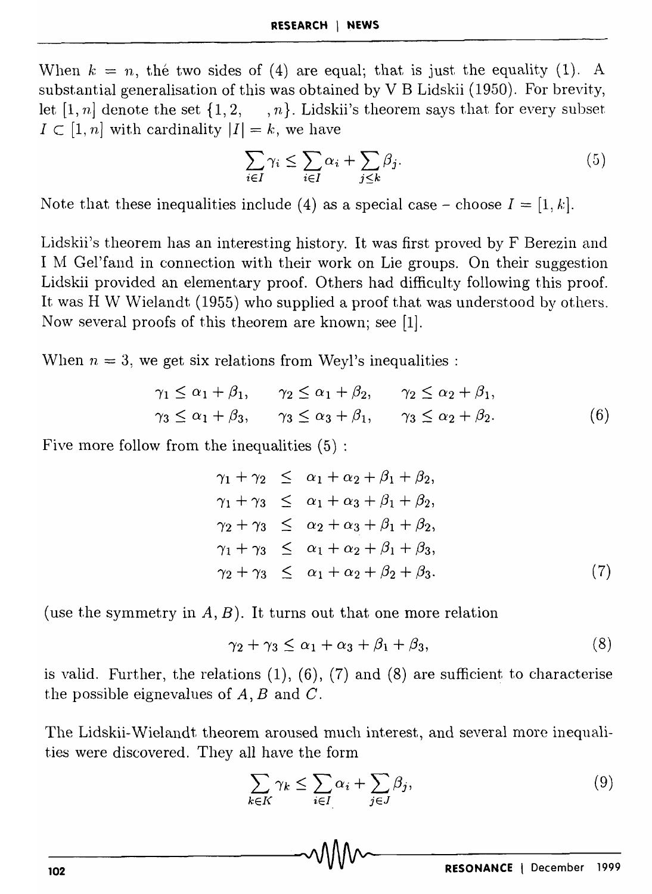When $k = n$, the two sides of (4) are equal; that is just the equality (1). A substantial generalisation of this was obtained by V B Lidskii (1950). For brevity, let $[1, n]$ denote the set $\{1, 2, \quad, n\}$. Lidskii's theorem says that for every subset $I \subset [1, n]$ with cardinality $|I| = k$, we have

$$\sum_{i \in I} \gamma_i \leq \sum_{i \in I} \alpha_i + \sum_{j \leq k} \beta_j. \tag{5}$$

Note that these inequalities include (4) as a special case – choose $I = [1, k]$.

Lidskii's theorem has an interesting history. It was first proved by F Berezin and I M Gel'fand in connection with their work on Lie groups. On their suggestion Lidskii provided an elementary proof. Others had difficulty following this proof. It was H W Wielandt (1955) who supplied a proof that was understood by others. Now several proofs of this theorem are known; see [1].

When $n = 3$, we get six relations from Weyl's inequalities :

$$\begin{array}{lll} \gamma_1 \leq \alpha_1 + \beta_1, & \gamma_2 \leq \alpha_1 + \beta_2, & \gamma_2 \leq \alpha_2 + \beta_1, \\ \gamma_3 \leq \alpha_1 + \beta_3, & \gamma_3 \leq \alpha_3 + \beta_1, & \gamma_3 \leq \alpha_2 + \beta_2. \end{array} \tag{6}$$

Five more follow from the inequalities (5) :

$$\begin{aligned} \gamma_1 + \gamma_2 &\leq \alpha_1 + \alpha_2 + \beta_1 + \beta_2, \\ \gamma_1 + \gamma_3 &\leq \alpha_1 + \alpha_3 + \beta_1 + \beta_2, \\ \gamma_2 + \gamma_3 &\leq \alpha_2 + \alpha_3 + \beta_1 + \beta_2, \\ \gamma_1 + \gamma_3 &\leq \alpha_1 + \alpha_2 + \beta_1 + \beta_3, \\ \gamma_2 + \gamma_3 &\leq \alpha_1 + \alpha_2 + \beta_2 + \beta_3. \end{aligned} \tag{7}$$

(use the symmetry in $A, B$). It turns out that one more relation

$$\gamma_2 + \gamma_3 \leq \alpha_1 + \alpha_3 + \beta_1 + \beta_3, \tag{8}$$

is valid. Further, the relations (1), (6), (7) and (8) are sufficient to characterise the possible eignevalues of $A, B$ and $C$.

The Lidskii-Wielandt theorem aroused much interest, and several more inequalities were discovered. They all have the form

$$\sum_{k \in K} \gamma_k \leq \sum_{i \in I} \alpha_i + \sum_{j \in J} \beta_j, \tag{9}$$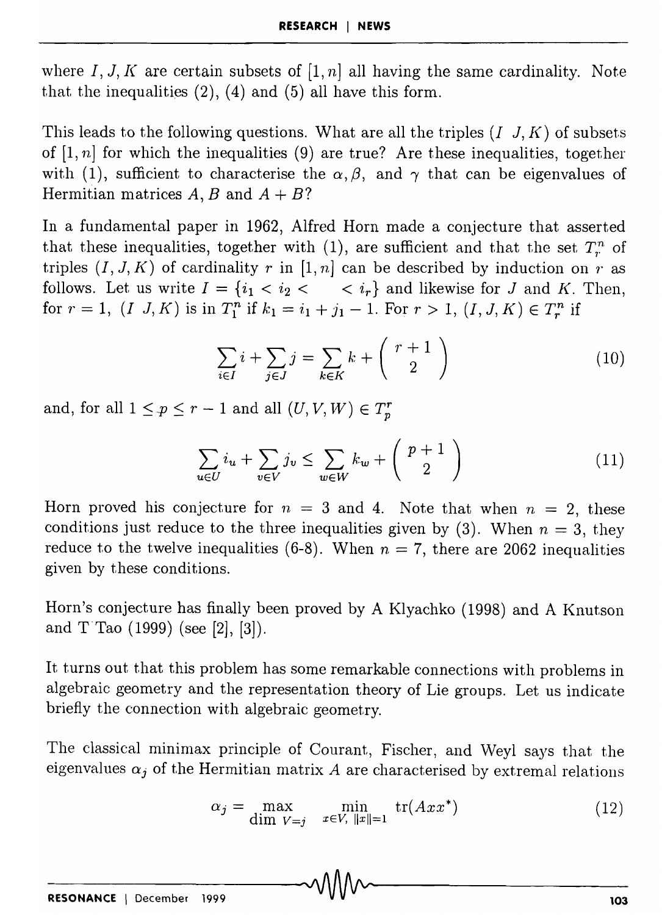where $I, J, K$ are certain subsets of $[1, n]$ all having the same cardinality. Note that the inequalities (2), (4) and (5) all have this form.

This leads to the following questions. What are all the triples $(I\ J, K)$ of subsets of $[1, n]$ for which the inequalities (9) are true? Are these inequalities, together with (1), sufficient to characterise the $\alpha, \beta$, and $\gamma$ that can be eigenvalues of Hermitian matrices $A, B$ and $A + B$?

In a fundamental paper in 1962, Alfred Horn made a conjecture that asserted that these inequalities, together with (1), are sufficient and that the set $T_r^n$ of triples $(I, J, K)$ of cardinality $r$ in $[1, n]$ can be described by induction on $r$ as follows. Let us write $I = \{i_1 < i_2 < \quad < i_r\}$ and likewise for $J$ and $K$. Then, for $r = 1$, $(I\ J, K)$ is in $T_1^n$ if $k_1 = i_1 + j_1 - 1$. For $r > 1$, $(I, J, K) \in T_r^n$ if

$$\sum_{i \in I} i + \sum_{j \in J} j = \sum_{k \in K} k + \binom{r+1}{2} \tag{10}$$

and, for all $1 \leq p \leq r - 1$ and all $(U, V, W) \in T_p^r$

$$\sum_{u \in U} i_u + \sum_{v \in V} j_v \leq \sum_{w \in W} k_w + \binom{p+1}{2} \tag{11}$$

Horn proved his conjecture for $n = 3$ and 4. Note that when $n = 2$, these conditions just reduce to the three inequalities given by (3). When $n = 3$, they reduce to the twelve inequalities (6-8). When $n = 7$, there are 2062 inequalities given by these conditions.

Horn's conjecture has finally been proved by A Klyachko (1998) and A Knutson and T Tao (1999) (see [2], [3]).

It turns out that this problem has some remarkable connections with problems in algebraic geometry and the representation theory of Lie groups. Let us indicate briefly the connection with algebraic geometry.

The classical minimax principle of Courant, Fischer, and Weyl says that the eigenvalues $\alpha_j$ of the Hermitian matrix $A$ are characterised by extremal relations

$$\alpha_j = \max_{\dim V = j} \min_{x \in V, \|x\|=1} \operatorname{tr}(Axx^*) \tag{12}$$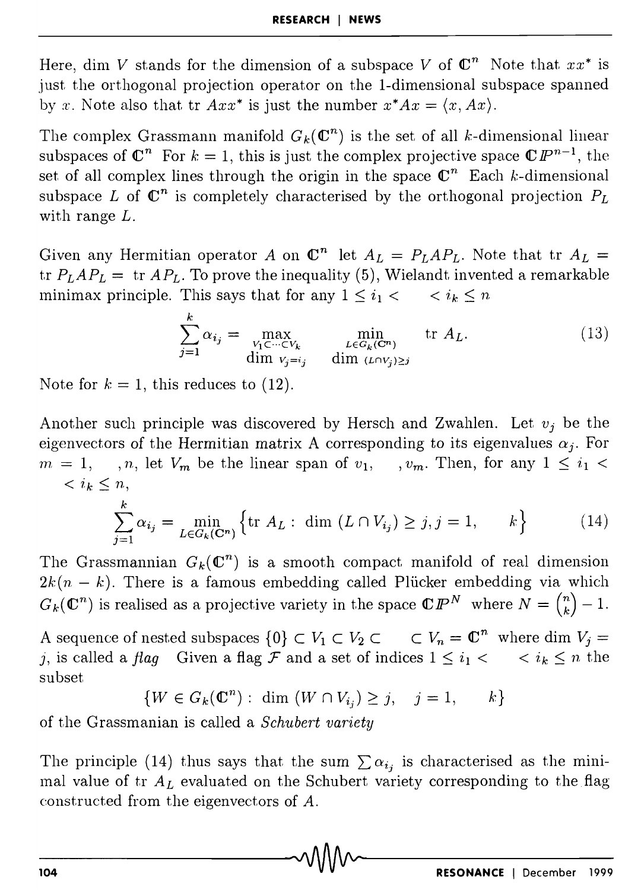Here, dim $V$ stands for the dimension of a subspace $V$ of $\mathbb{C}^n$ Note that $xx^*$ is just the orthogonal projection operator on the 1-dimensional subspace spanned by $x$. Note also that tr $Axx^*$ is just the number $x^*Ax = \langle x, Ax \rangle$.

The complex Grassmann manifold $G_k(\mathbb{C}^n)$ is the set of all $k$-dimensional linear subspaces of $\mathbb{C}^n$ For $k = 1$, this is just the complex projective space $\mathbb{C}P^{n-1}$, the set of all complex lines through the origin in the space $\mathbb{C}^n$ Each $k$-dimensional subspace $L$ of $\mathbb{C}^n$ is completely characterised by the orthogonal projection $P_L$ with range $L$.

Given any Hermitian operator $A$ on $\mathbb{C}^n$ let $A_L = P_L A P_L$. Note that tr $A_L =$ tr $P_L A P_L =$ tr $AP_L$. To prove the inequality (5), Wielandt invented a remarkable minimax principle. This says that for any $1 \leq i_1 < \quad < i_k \leq n$

$$\sum_{j=1}^{k} \alpha_{i_j} = \max_{\substack{V_1 \subset \cdots \subset V_k \\ \dim V_j = i_j}} \quad \min_{\substack{L \in G_k(\mathbb{C}^n) \\ \dim (L \cap V_j) \geq j}} \operatorname{tr} A_L. \tag{13}$$

Note for $k = 1$, this reduces to (12).

Another such principle was discovered by Hersch and Zwahlen. Let $v_j$ be the eigenvectors of the Hermitian matrix A corresponding to its eigenvalues $\alpha_j$. For $m = 1, \quad , n$, let $V_m$ be the linear span of $v_1, \quad , v_m$. Then, for any $1 \leq i_1 < \quad < i_k \leq n$,

$$\sum_{j=1}^{k} \alpha_{i_j} = \min_{L \in G_k(\mathbb{C}^n)} \left\{ \operatorname{tr} A_L : \dim (L \cap V_{i_j}) \geq j, j = 1, \quad k \right\} \tag{14}$$

The Grassmannian $G_k(\mathbb{C}^n)$ is a smooth compact manifold of real dimension $2k(n - k)$. There is a famous embedding called Plücker embedding via which $G_k(\mathbb{C}^n)$ is realised as a projective variety in the space $\mathbb{C}P^N$ where $N = \binom{n}{k} - 1$.

A sequence of nested subspaces $\{0\} \subset V_1 \subset V_2 \subset \quad \subset V_n = \mathbb{C}^n$ where dim $V_j = j$, is called a *flag* Given a flag $\mathcal{F}$ and a set of indices $1 \leq i_1 < \quad < i_k \leq n$ the subset

$$\{W \in G_k(\mathbb{C}^n) : \dim (W \cap V_{i_j}) \geq j, \quad j = 1, \quad k\}$$

of the Grassmanian is called a *Schubert variety*

The principle (14) thus says that the sum $\sum \alpha_{i_j}$ is characterised as the minimal value of tr $A_L$ evaluated on the Schubert variety corresponding to the flag constructed from the eigenvectors of $A$.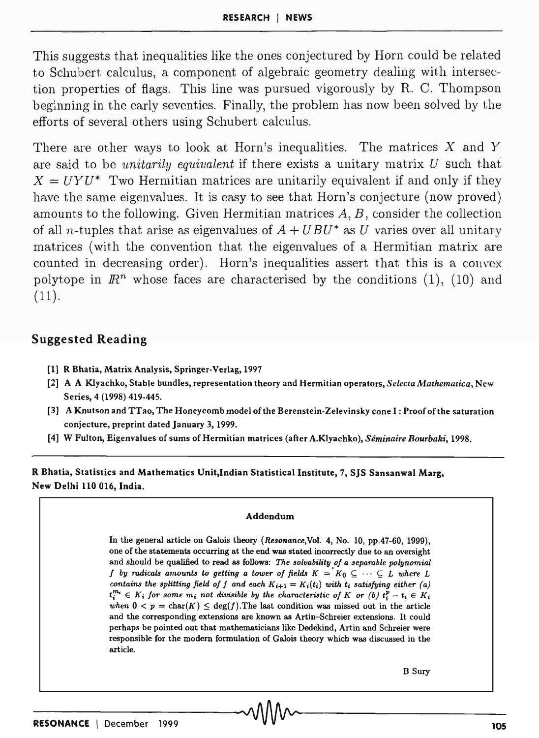This suggests that inequalities like the ones conjectured by Horn could be related to Schubert calculus, a component of algebraic geometry dealing with intersection properties of flags. This line was pursued vigorously by R. C. Thompson beginning in the early seventies. Finally, the problem has now been solved by the efforts of several others using Schubert calculus.

There are other ways to look at Horn's inequalities. The matrices $X$ and $Y$ are said to be *unitarily equivalent* if there exists a unitary matrix $U$ such that $X = UYU^*$ Two Hermitian matrices are unitarily equivalent if and only if they have the same eigenvalues. It is easy to see that Horn's conjecture (now proved) amounts to the following. Given Hermitian matrices $A, B$, consider the collection of all $n$-tuples that arise as eigenvalues of $A + UBU^*$ as $U$ varies over all unitary matrices (with the convention that the eigenvalues of a Hermitian matrix are counted in decreasing order). Horn's inequalities assert that this is a convex polytope in $\mathbb{R}^n$ whose faces are characterised by the conditions (1), (10) and (11).

## Suggested Reading

[1] R Bhatia, Matrix Analysis, Springer-Verlag, 1997

[2] A A Klyachko, Stable bundles, representation theory and Hermitian operators, *Selecta Mathematica*, New Series, 4 (1998) 419-445.

[3] A Knutson and T Tao, The Honeycomb model of the Berenstein-Zelevinsky cone I : Proof of the saturation conjecture, preprint dated January 3, 1999.

[4] W Fulton, Eigenvalues of sums of Hermitian matrices (after A.Klyachko), *Séminaire Bourbaki*, 1998.

**R Bhatia, Statistics and Mathematics Unit, Indian Statistical Institute, 7, SJS Sansanwal Marg, New Delhi 110 016, India.**

### Addendum

In the general article on Galois theory (*Resonance*, Vol. 4, No. 10, pp.47-60, 1999), one of the statements occurring at the end was stated incorrectly due to an oversight and should be qualified to read as follows: *The solvability of a separable polynomial $f$ by radicals amounts to getting a tower of fields $K = K_0 \subseteq \cdots \subseteq L$ where $L$ contains the splitting field of $f$ and each $K_{i+1} = K_i(t_i)$ with $t_i$ satisfying either (a) $t_i^{m_i} \in K_i$ for some $m_i$ not divisible by the characteristic of $K$ or (b) $t_i^p - t_i \in K_i$ when* $0 < p = \text{char}(K) \leq \deg(f)$. The last condition was missed out in the article and the corresponding extensions are known as Artin–Schreier extensions. It could perhaps be pointed out that mathematicians like Dedekind, Artin and Schreier were responsible for the modern formulation of Galois theory which was discussed in the article.

B Sury